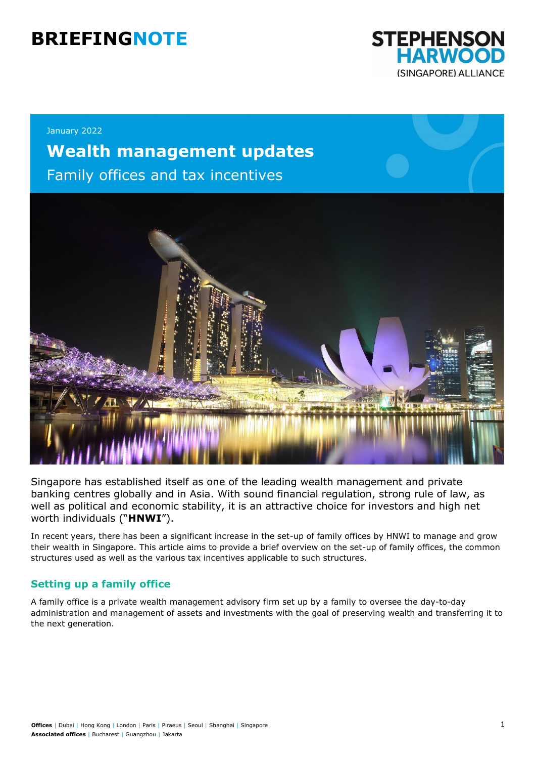# BRIEFINGNOTE

STEPHENSON HARWOOD (SINGAPORE) ALLIANCE

January 2022

## Wealth management updates

Family offices and tax incentives

Singapore has established itself as one of the leading wealth management and private banking centres globally and in Asia. With sound financial regulation, strong rule of law, as well as political and economic stability, it is an attractive choice for investors and high net worth individuals ("**HNWI**").

In recent years, there has been a significant increase in the set-up of family offices by HNWI to manage and grow their wealth in Singapore. This article aims to provide a brief overview on the set-up of family offices, the common structures used as well as the various tax incentives applicable to such structures.

### Setting up a family office

A family office is a private wealth management advisory firm set up by a family to oversee the day-to-day administration and management of assets and investments with the goal of preserving wealth and transferring it to the next generation.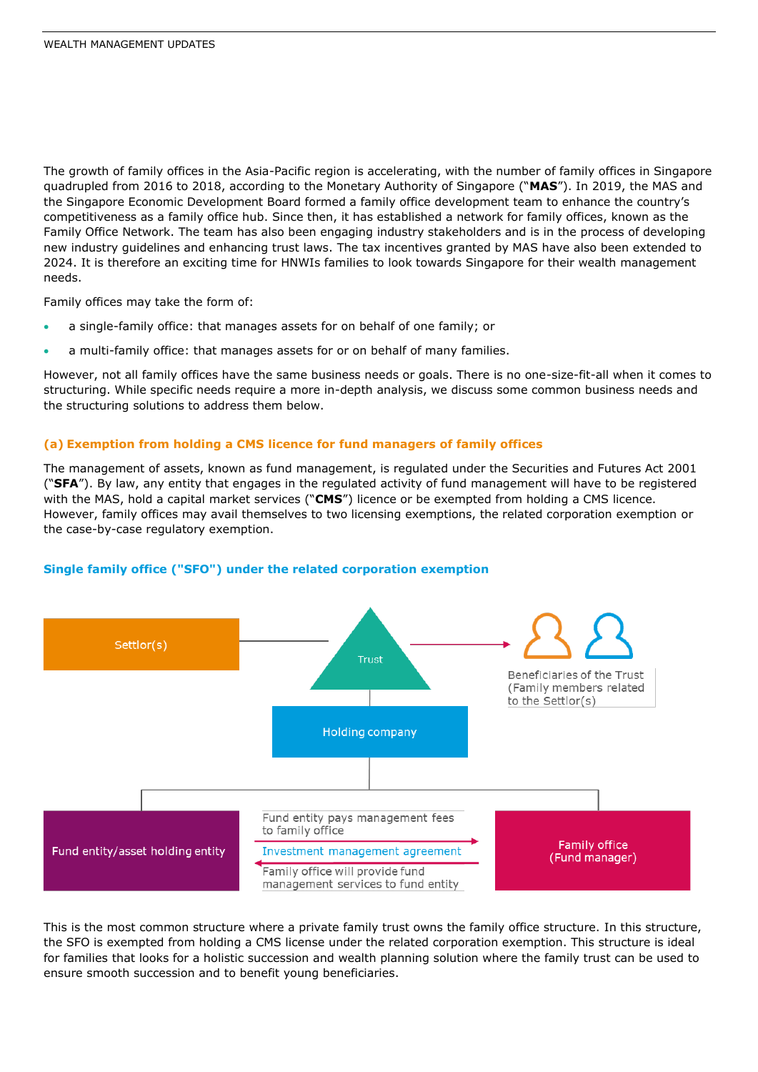The growth of family offices in the Asia-Pacific region is accelerating, with the number of family offices in Singapore quadrupled from 2016 to 2018, according to the Monetary Authority of Singapore ("**MAS**"). In 2019, the MAS and the Singapore Economic Development Board formed a family office development team to enhance the country's competitiveness as a family office hub. Since then, it has established a network for family offices, known as the Family Office Network. The team has also been engaging industry stakeholders and is in the process of developing new industry guidelines and enhancing trust laws. The tax incentives granted by MAS have also been extended to 2024. It is therefore an exciting time for HNWIs families to look towards Singapore for their wealth management needs.

Family offices may take the form of:

- a single-family office: that manages assets for on behalf of one family; or
- a multi-family office: that manages assets for or on behalf of many families.

However, not all family offices have the same business needs or goals. There is no one-size-fit-all when it comes to structuring. While specific needs require a more in-depth analysis, we discuss some common business needs and the structuring solutions to address them below.

### (a) Exemption from holding a CMS licence for fund managers of family offices

The management of assets, known as fund management, is regulated under the Securities and Futures Act 2001 ("**SFA**"). By law, any entity that engages in the regulated activity of fund management will have to be registered with the MAS, hold a capital market services ("**CMS**") licence or be exempted from holding a CMS licence. However, family offices may avail themselves to two licensing exemptions, the related corporation exemption or the case-by-case regulatory exemption.

#### Single family office ("SFO") under the related corporation exemption

Settlor(s)

Trust

Beneficiaries of the Trust (Family members related to the Settlor(s))

Holding company

Fund entity/asset holding entity

Fund entity pays management fees to family office

Investment management agreement

Family office will provide fund management services to fund entity

Family office (Fund manager)

This is the most common structure where a private family trust owns the family office structure. In this structure, the SFO is exempted from holding a CMS license under the related corporation exemption. This structure is ideal for families that looks for a holistic succession and wealth planning solution where the family trust can be used to ensure smooth succession and to benefit young beneficiaries.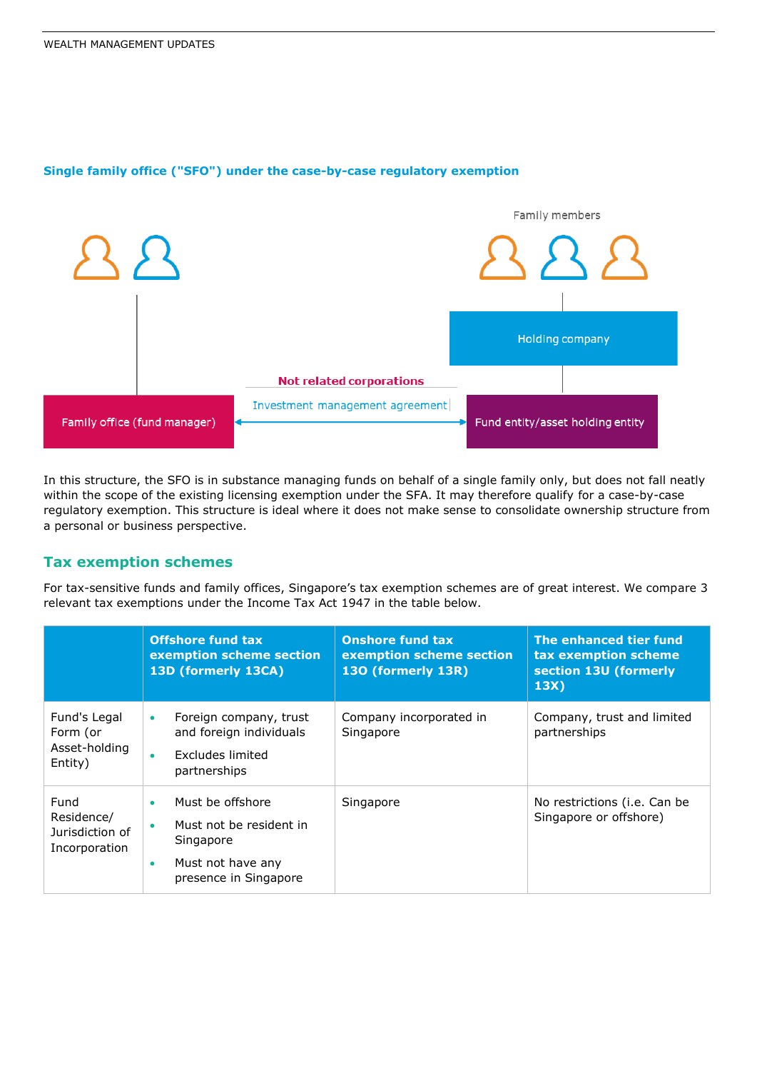### Single family office ("SFO") under the case-by-case regulatory exemption

Family members

Holding company

Not related corporations

Investment management agreement

Family office (fund manager)

Fund entity/asset holding entity

In this structure, the SFO is in substance managing funds on behalf of a single family only, but does not fall neatly within the scope of the existing licensing exemption under the SFA. It may therefore qualify for a case-by-case regulatory exemption. This structure is ideal where it does not make sense to consolidate ownership structure from a personal or business perspective.

## Tax exemption schemes

For tax-sensitive funds and family offices, Singapore's tax exemption schemes are of great interest. We compare 3 relevant tax exemptions under the Income Tax Act 1947 in the table below.

| | Offshore fund tax exemption scheme section 13D (formerly 13CA) | Onshore fund tax exemption scheme section 13O (formerly 13R) | The enhanced tier fund tax exemption scheme section 13U (formerly 13X) |
|---|---|---|---|
| Fund's Legal Form (or Asset-holding Entity) | • Foreign company, trust and foreign individuals<br>• Excludes limited partnerships | Company incorporated in Singapore | Company, trust and limited partnerships |
| Fund Residence/ Jurisdiction of Incorporation | • Must be offshore<br>• Must not be resident in Singapore<br>• Must not have any presence in Singapore | Singapore | No restrictions (i.e. Can be Singapore or offshore) |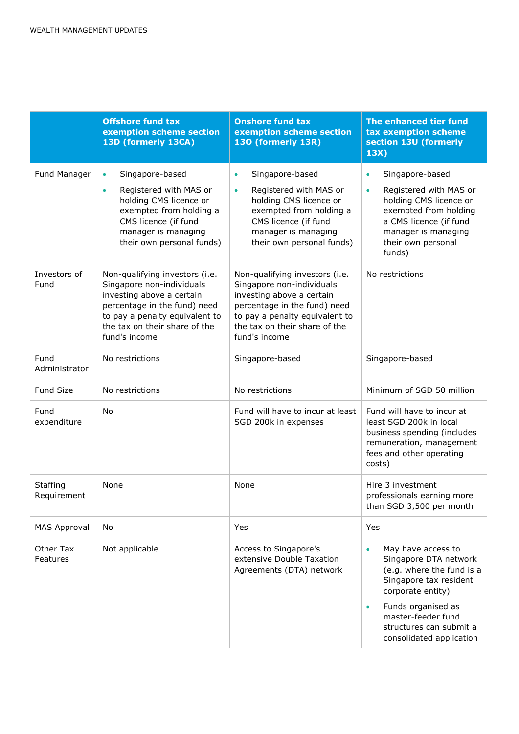| | Offshore fund tax exemption scheme section 13D (formerly 13CA) | Onshore fund tax exemption scheme section 13O (formerly 13R) | The enhanced tier fund tax exemption scheme section 13U (formerly 13X) |
|---|---|---|---|
| Fund Manager | • Singapore-based<br>• Registered with MAS or holding CMS licence or exempted from holding a CMS licence (if fund manager is managing their own personal funds) | • Singapore-based<br>• Registered with MAS or holding CMS licence or exempted from holding a CMS licence (if fund manager is managing their own personal funds) | • Singapore-based<br>• Registered with MAS or holding CMS licence or exempted from holding a CMS licence (if fund manager is managing their own personal funds) |
| Investors of Fund | Non-qualifying investors (i.e. Singapore non-individuals investing above a certain percentage in the fund) need to pay a penalty equivalent to the tax on their share of the fund's income | Non-qualifying investors (i.e. Singapore non-individuals investing above a certain percentage in the fund) need to pay a penalty equivalent to the tax on their share of the fund's income | No restrictions |
| Fund Administrator | No restrictions | Singapore-based | Singapore-based |
| Fund Size | No restrictions | No restrictions | Minimum of SGD 50 million |
| Fund expenditure | No | Fund will have to incur at least SGD 200k in expenses | Fund will have to incur at least SGD 200k in local business spending (includes remuneration, management fees and other operating costs) |
| Staffing Requirement | None | None | Hire 3 investment professionals earning more than SGD 3,500 per month |
| MAS Approval | No | Yes | Yes |
| Other Tax Features | Not applicable | Access to Singapore's extensive Double Taxation Agreements (DTA) network | • May have access to Singapore DTA network (e.g. where the fund is a Singapore tax resident corporate entity)<br>• Funds organised as master-feeder fund structures can submit a consolidated application |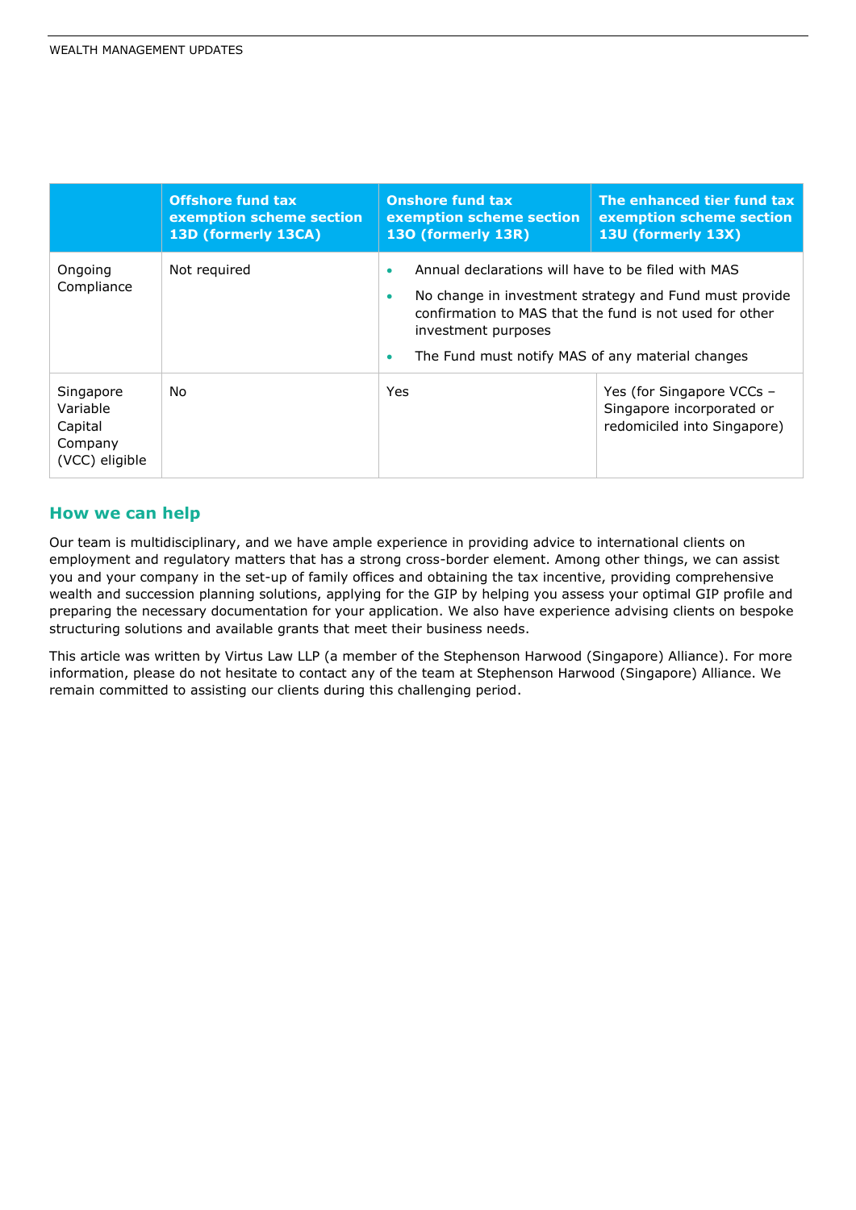| | Offshore fund tax exemption scheme section 13D (formerly 13CA) | Onshore fund tax exemption scheme section 13O (formerly 13R) | The enhanced tier fund tax exemption scheme section 13U (formerly 13X) |
|---|---|---|---|
| Ongoing Compliance | Not required | • Annual declarations will have to be filed with MAS<br>• No change in investment strategy and Fund must provide confirmation to MAS that the fund is not used for other investment purposes<br>• The Fund must notify MAS of any material changes | |
| Singapore Variable Capital Company (VCC) eligible | No | Yes | Yes (for Singapore VCCs – Singapore incorporated or redomiciled into Singapore) |

## How we can help

Our team is multidisciplinary, and we have ample experience in providing advice to international clients on employment and regulatory matters that has a strong cross-border element. Among other things, we can assist you and your company in the set-up of family offices and obtaining the tax incentive, providing comprehensive wealth and succession planning solutions, applying for the GIP by helping you assess your optimal GIP profile and preparing the necessary documentation for your application. We also have experience advising clients on bespoke structuring solutions and available grants that meet their business needs.

This article was written by Virtus Law LLP (a member of the Stephenson Harwood (Singapore) Alliance). For more information, please do not hesitate to contact any of the team at Stephenson Harwood (Singapore) Alliance. We remain committed to assisting our clients during this challenging period.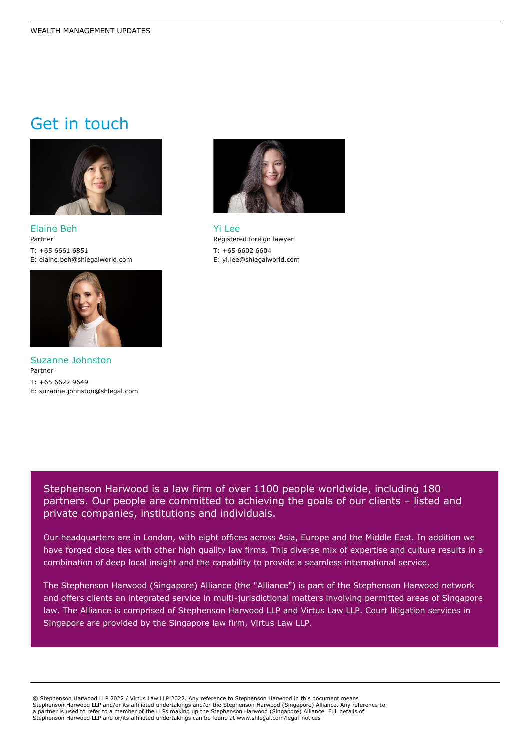# Get in touch

**Elaine Beh**
Partner
T: +65 6661 6851
E: elaine.beh@shlegalworld.com

**Yi Lee**
Registered foreign lawyer
T: +65 6602 6604
E: yi.lee@shlegalworld.com

**Suzanne Johnston**
Partner
T: +65 6622 9649
E: suzanne.johnston@shlegal.com

Stephenson Harwood is a law firm of over 1100 people worldwide, including 180 partners. Our people are committed to achieving the goals of our clients – listed and private companies, institutions and individuals.

Our headquarters are in London, with eight offices across Asia, Europe and the Middle East. In addition we have forged close ties with other high quality law firms. This diverse mix of expertise and culture results in a combination of deep local insight and the capability to provide a seamless international service.

The Stephenson Harwood (Singapore) Alliance (the "Alliance") is part of the Stephenson Harwood network and offers clients an integrated service in multi-jurisdictional matters involving permitted areas of Singapore law. The Alliance is comprised of Stephenson Harwood LLP and Virtus Law LLP. Court litigation services in Singapore are provided by the Singapore law firm, Virtus Law LLP.

© Stephenson Harwood LLP 2022 / Virtus Law LLP 2022. Any reference to Stephenson Harwood in this document means Stephenson Harwood LLP and/or its affiliated undertakings and/or the Stephenson Harwood (Singapore) Alliance. Any reference to a partner is used to refer to a member of the LLPs making up the Stephenson Harwood (Singapore) Alliance. Full details of Stephenson Harwood LLP and or/its affiliated undertakings can be found at www.shlegal.com/legal-notices